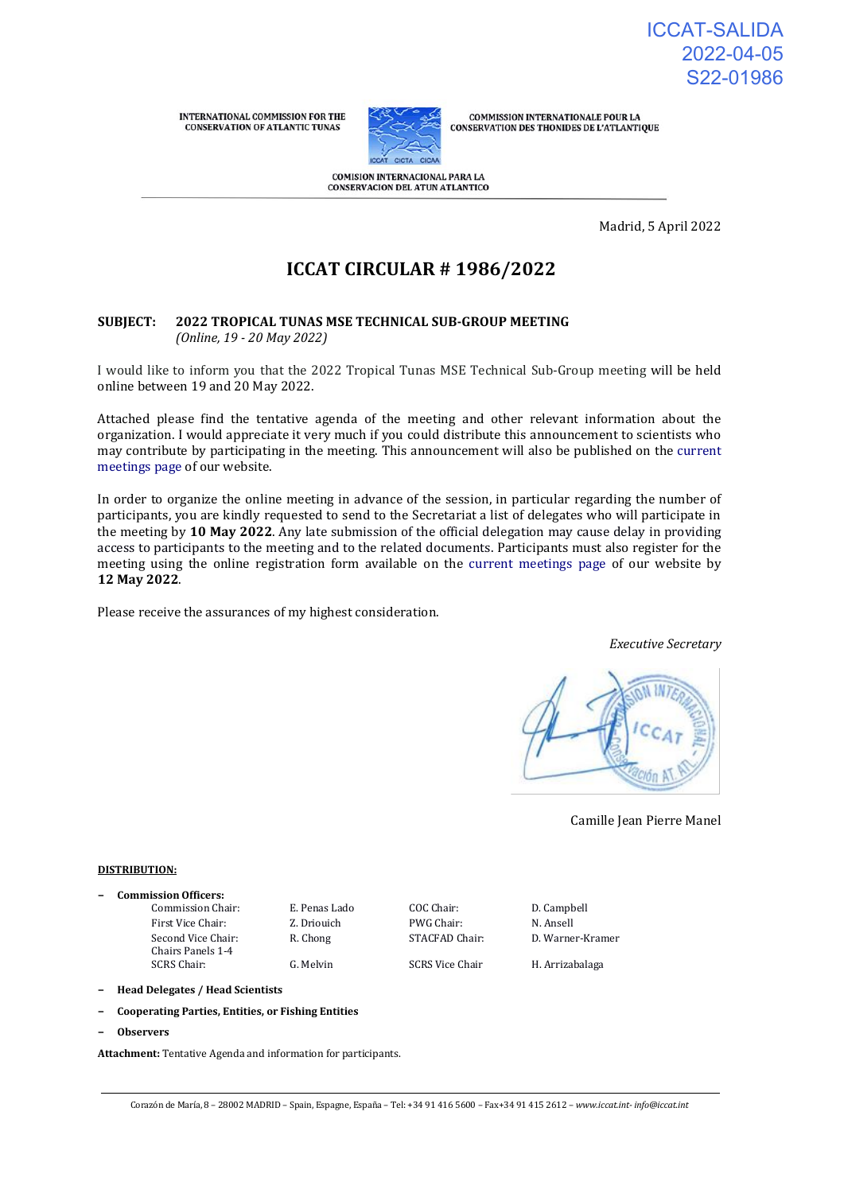ICCAT-SALIDA
2022-04-05
S22-01986

INTERNATIONAL COMMISSION FOR THE CONSERVATION OF ATLANTIC TUNAS

COMMISSION INTERNATIONALE POUR LA CONSERVATION DES THONIDES DE L'ATLANTIQUE

COMISION INTERNACIONAL PARA LA CONSERVACION DEL ATUN ATLANTICO

Madrid, 5 April 2022

# ICCAT CIRCULAR # 1986/2022

**SUBJECT: 2022 TROPICAL TUNAS MSE TECHNICAL SUB-GROUP MEETING**
*(Online, 19 - 20 May 2022)*

I would like to inform you that the 2022 Tropical Tunas MSE Technical Sub-Group meeting will be held online between 19 and 20 May 2022.

Attached please find the tentative agenda of the meeting and other relevant information about the organization. I would appreciate it very much if you could distribute this announcement to scientists who may contribute by participating in the meeting. This announcement will also be published on the current meetings page of our website.

In order to organize the online meeting in advance of the session, in particular regarding the number of participants, you are kindly requested to send to the Secretariat a list of delegates who will participate in the meeting by **10 May 2022**. Any late submission of the official delegation may cause delay in providing access to participants to the meeting and to the related documents. Participants must also register for the meeting using the online registration form available on the current meetings page of our website by **12 May 2022**.

Please receive the assurances of my highest consideration.

*Executive Secretary*

Camille Jean Pierre Manel

**DISTRIBUTION:**

- **Commission Officers:**

| | | | |
|---|---|---|---|
| Commission Chair: | E. Penas Lado | COC Chair: | D. Campbell |
| First Vice Chair: | Z. Driouich | PWG Chair: | N. Ansell |
| Second Vice Chair: | R. Chong | STACFAD Chair: | D. Warner-Kramer |
| Chairs Panels 1-4 | | | |
| SCRS Chair: | G. Melvin | SCRS Vice Chair | H. Arrizabalaga |

- **Head Delegates / Head Scientists**
- **Cooperating Parties, Entities, or Fishing Entities**
- **Observers**

**Attachment:** Tentative Agenda and information for participants.

Corazón de María, 8 – 28002 MADRID – Spain, Espagne, España – Tel: +34 91 416 5600 – Fax+34 91 415 2612 – *www.iccat.int- info@iccat.int*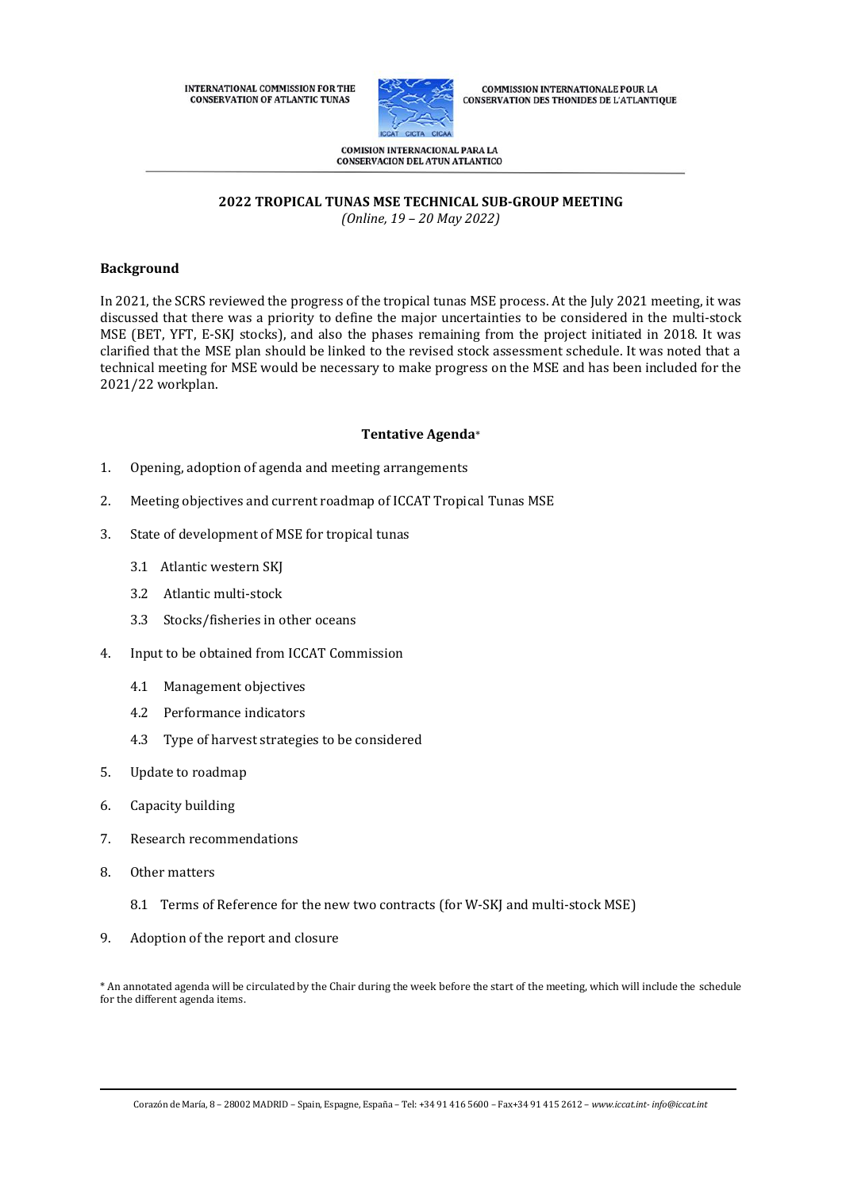INTERNATIONAL COMMISSION FOR THE CONSERVATION OF ATLANTIC TUNAS

COMMISSION INTERNATIONALE POUR LA CONSERVATION DES THONIDES DE L'ATLANTIQUE

COMISION INTERNACIONAL PARA LA CONSERVACION DEL ATUN ATLANTICO

## 2022 TROPICAL TUNAS MSE TECHNICAL SUB-GROUP MEETING

*(Online, 19 – 20 May 2022)*

**Background**

In 2021, the SCRS reviewed the progress of the tropical tunas MSE process. At the July 2021 meeting, it was discussed that there was a priority to define the major uncertainties to be considered in the multi-stock MSE (BET, YFT, E-SKJ stocks), and also the phases remaining from the project initiated in 2018. It was clarified that the MSE plan should be linked to the revised stock assessment schedule. It was noted that a technical meeting for MSE would be necessary to make progress on the MSE and has been included for the 2021/22 workplan.

**Tentative Agenda***

1. Opening, adoption of agenda and meeting arrangements
2. Meeting objectives and current roadmap of ICCAT Tropical Tunas MSE
3. State of development of MSE for tropical tunas
   - 3.1 Atlantic western SKJ
   - 3.2 Atlantic multi-stock
   - 3.3 Stocks/fisheries in other oceans
4. Input to be obtained from ICCAT Commission
   - 4.1 Management objectives
   - 4.2 Performance indicators
   - 4.3 Type of harvest strategies to be considered
5. Update to roadmap
6. Capacity building
7. Research recommendations
8. Other matters
   - 8.1 Terms of Reference for the new two contracts (for W-SKJ and multi-stock MSE)
9. Adoption of the report and closure

\* An annotated agenda will be circulated by the Chair during the week before the start of the meeting, which will include the schedule for the different agenda items.

Corazón de María, 8 – 28002 MADRID – Spain, Espagne, España – Tel: +34 91 416 5600 – Fax+34 91 415 2612 – *www.iccat.int- info@iccat.int*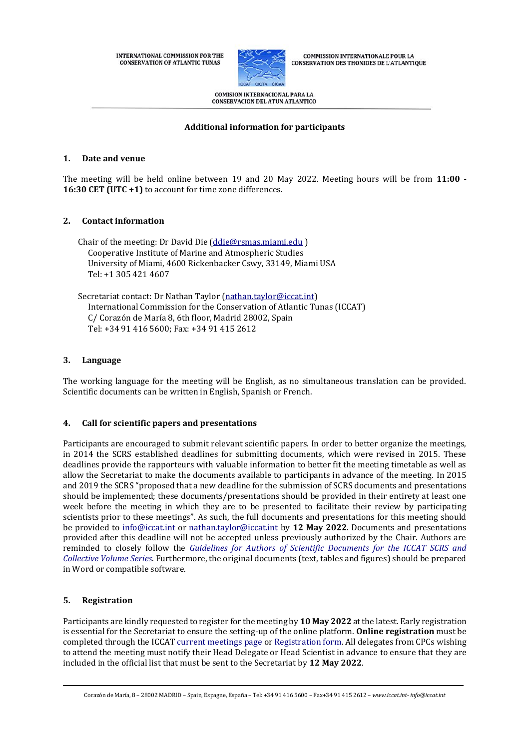INTERNATIONAL COMMISSION FOR THE CONSERVATION OF ATLANTIC TUNAS

COMMISSION INTERNATIONALE POUR LA CONSERVATION DES THONIDES DE L'ATLANTIQUE

COMISION INTERNACIONAL PARA LA CONSERVACION DEL ATUN ATLANTICO

## Additional information for participants

### 1. Date and venue

The meeting will be held online between 19 and 20 May 2022. Meeting hours will be from **11:00 - 16:30 CET (UTC +1)** to account for time zone differences.

### 2. Contact information

Chair of the meeting: Dr David Die (ddie@rsmas.miami.edu )
Cooperative Institute of Marine and Atmospheric Studies
University of Miami, 4600 Rickenbacker Cswy, 33149, Miami USA
Tel: +1 305 421 4607

Secretariat contact: Dr Nathan Taylor (nathan.taylor@iccat.int)
International Commission for the Conservation of Atlantic Tunas (ICCAT)
C/ Corazón de María 8, 6th floor, Madrid 28002, Spain
Tel: +34 91 416 5600; Fax: +34 91 415 2612

### 3. Language

The working language for the meeting will be English, as no simultaneous translation can be provided. Scientific documents can be written in English, Spanish or French.

### 4. Call for scientific papers and presentations

Participants are encouraged to submit relevant scientific papers. In order to better organize the meetings, in 2014 the SCRS established deadlines for submitting documents, which were revised in 2015. These deadlines provide the rapporteurs with valuable information to better fit the meeting timetable as well as allow the Secretariat to make the documents available to participants in advance of the meeting. In 2015 and 2019 the SCRS "proposed that a new deadline for the submission of SCRS documents and presentations should be implemented; these documents/presentations should be provided in their entirety at least one week before the meeting in which they are to be presented to facilitate their review by participating scientists prior to these meetings". As such, the full documents and presentations for this meeting should be provided to info@iccat.int or nathan.taylor@iccat.int by **12 May 2022**. Documents and presentations provided after this deadline will not be accepted unless previously authorized by the Chair. Authors are reminded to closely follow the *Guidelines for Authors of Scientific Documents for the ICCAT SCRS and Collective Volume Series*. Furthermore, the original documents (text, tables and figures) should be prepared in Word or compatible software.

### 5. Registration

Participants are kindly requested to register for the meeting by **10 May 2022** at the latest. Early registration is essential for the Secretariat to ensure the setting-up of the online platform. **Online registration** must be completed through the ICCAT current meetings page or Registration form. All delegates from CPCs wishing to attend the meeting must notify their Head Delegate or Head Scientist in advance to ensure that they are included in the official list that must be sent to the Secretariat by **12 May 2022**.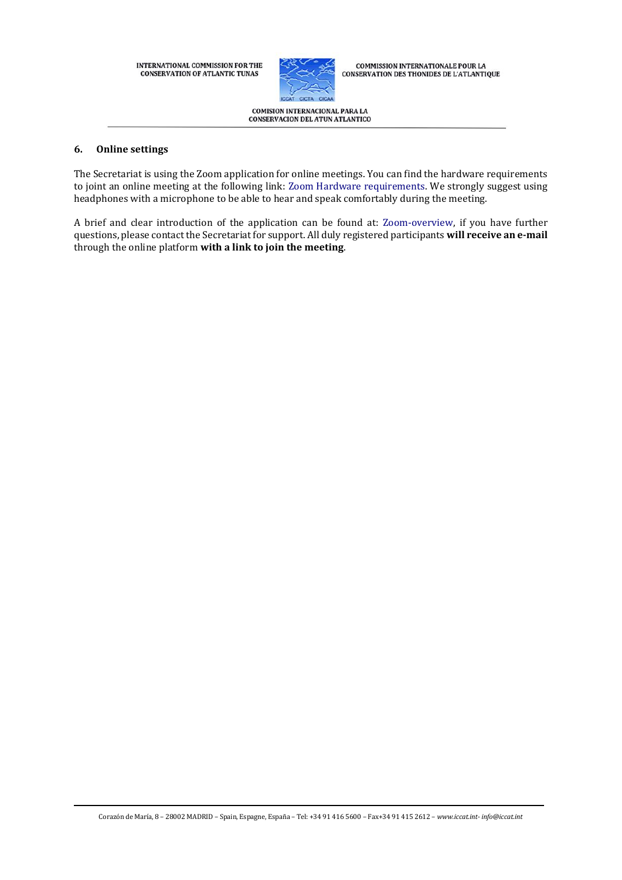## 6. Online settings

The Secretariat is using the Zoom application for online meetings. You can find the hardware requirements to joint an online meeting at the following link: Zoom Hardware requirements. We strongly suggest using headphones with a microphone to be able to hear and speak comfortably during the meeting.

A brief and clear introduction of the application can be found at: Zoom-overview, if you have further questions, please contact the Secretariat for support. All duly registered participants **will receive an e-mail** through the online platform **with a link to join the meeting**.